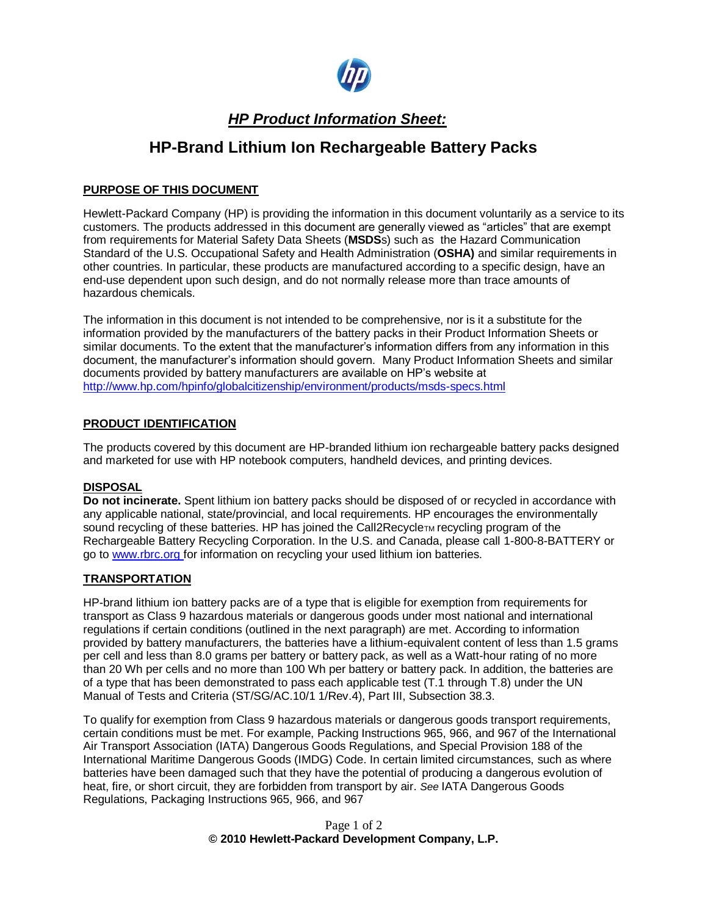## *HP Product Information Sheet:*

# HP-Brand Lithium Ion Rechargeable Battery Packs

### PURPOSE OF THIS DOCUMENT

Hewlett-Packard Company (HP) is providing the information in this document voluntarily as a service to its customers. The products addressed in this document are generally viewed as "articles" that are exempt from requirements for Material Safety Data Sheets (**MSDS**s) such as the Hazard Communication Standard of the U.S. Occupational Safety and Health Administration (**OSHA)** and similar requirements in other countries. In particular, these products are manufactured according to a specific design, have an end-use dependent upon such design, and do not normally release more than trace amounts of hazardous chemicals.

The information in this document is not intended to be comprehensive, nor is it a substitute for the information provided by the manufacturers of the battery packs in their Product Information Sheets or similar documents. To the extent that the manufacturer's information differs from any information in this document, the manufacturer's information should govern. Many Product Information Sheets and similar documents provided by battery manufacturers are available on HP's website at [http://www.hp.com/hpinfo/globalcitizenship/environment/products/msds-specs.html](http://www.hp.com/hpinfo/globalcitizenship/environment/products/msds-specs.html)

### PRODUCT IDENTIFICATION

The products covered by this document are HP-branded lithium ion rechargeable battery packs designed and marketed for use with HP notebook computers, handheld devices, and printing devices.

### DISPOSAL

**Do not incinerate.** Spent lithium ion battery packs should be disposed of or recycled in accordance with any applicable national, state/provincial, and local requirements. HP encourages the environmentally sound recycling of these batteries. HP has joined the Call2Recycle™ recycling program of the Rechargeable Battery Recycling Corporation. In the U.S. and Canada, please call 1-800-8-BATTERY or go to [www.rbrc.org](http://www.rbrc.org) for information on recycling your used lithium ion batteries.

### TRANSPORTATION

HP-brand lithium ion battery packs are of a type that is eligible for exemption from requirements for transport as Class 9 hazardous materials or dangerous goods under most national and international regulations if certain conditions (outlined in the next paragraph) are met. According to information provided by battery manufacturers, the batteries have a lithium-equivalent content of less than 1.5 grams per cell and less than 8.0 grams per battery or battery pack, as well as a Watt-hour rating of no more than 20 Wh per cells and no more than 100 Wh per battery or battery pack. In addition, the batteries are of a type that has been demonstrated to pass each applicable test (T.1 through T.8) under the UN Manual of Tests and Criteria (ST/SG/AC.10/1 1/Rev.4), Part III, Subsection 38.3.

To qualify for exemption from Class 9 hazardous materials or dangerous goods transport requirements, certain conditions must be met. For example, Packing Instructions 965, 966, and 967 of the International Air Transport Association (IATA) Dangerous Goods Regulations, and Special Provision 188 of the International Maritime Dangerous Goods (IMDG) Code. In certain limited circumstances, such as where batteries have been damaged such that they have the potential of producing a dangerous evolution of heat, fire, or short circuit, they are forbidden from transport by air. *See* IATA Dangerous Goods Regulations, Packaging Instructions 965, 966, and 967

**© 2010 Hewlett-Packard Development Company, L.P.**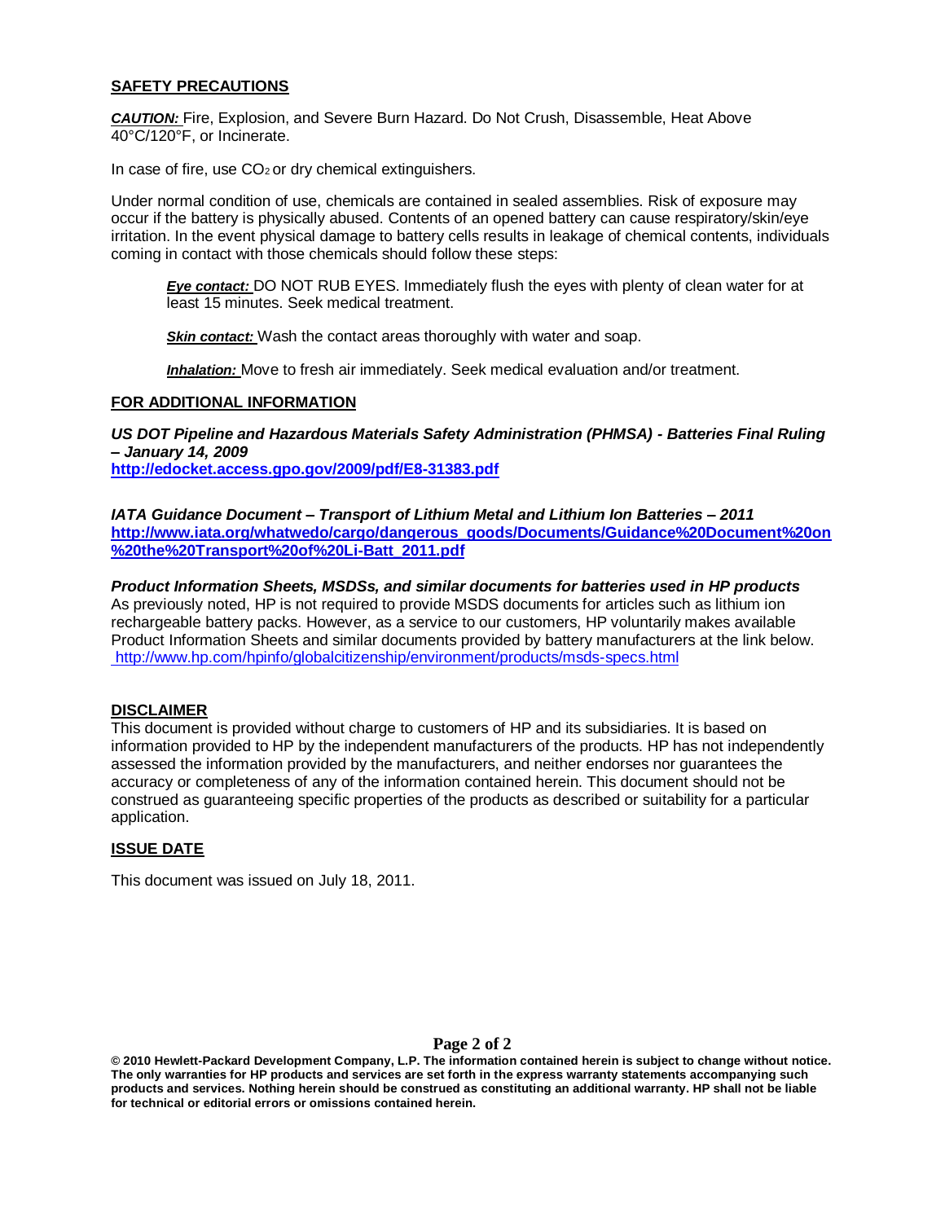## SAFETY PRECAUTIONS

***CAUTION:*** Fire, Explosion, and Severe Burn Hazard. Do Not Crush, Disassemble, Heat Above 40°C/120°F, or Incinerate.

In case of fire, use $CO_2$ or dry chemical extinguishers.

Under normal condition of use, chemicals are contained in sealed assemblies. Risk of exposure may occur if the battery is physically abused. Contents of an opened battery can cause respiratory/skin/eye irritation. In the event physical damage to battery cells results in leakage of chemical contents, individuals coming in contact with those chemicals should follow these steps:

> ***Eye contact:*** DO NOT RUB EYES. Immediately flush the eyes with plenty of clean water for at least 15 minutes. Seek medical treatment.
>
> ***Skin contact:*** Wash the contact areas thoroughly with water and soap.
>
> ***Inhalation:*** Move to fresh air immediately. Seek medical evaluation and/or treatment.

## FOR ADDITIONAL INFORMATION

***US DOT Pipeline and Hazardous Materials Safety Administration (PHMSA) - Batteries Final Ruling – January 14, 2009***
**http://edocket.access.gpo.gov/2009/pdf/E8-31383.pdf**

***IATA Guidance Document – Transport of Lithium Metal and Lithium Ion Batteries – 2011***
**http://www.iata.org/whatwedo/cargo/dangerous_goods/Documents/Guidance%20Document%20on%20the%20Transport%20of%20Li-Batt_2011.pdf**

***Product Information Sheets, MSDSs, and similar documents for batteries used in HP products***
As previously noted, HP is not required to provide MSDS documents for articles such as lithium ion rechargeable battery packs. However, as a service to our customers, HP voluntarily makes available Product Information Sheets and similar documents provided by battery manufacturers at the link below.
http://www.hp.com/hpinfo/globalcitizenship/environment/products/msds-specs.html

## DISCLAIMER

This document is provided without charge to customers of HP and its subsidiaries. It is based on information provided to HP by the independent manufacturers of the products. HP has not independently assessed the information provided by the manufacturers, and neither endorses nor guarantees the accuracy or completeness of any of the information contained herein. This document should not be construed as guaranteeing specific properties of the products as described or suitability for a particular application.

## ISSUE DATE

This document was issued on July 18, 2011.

**© 2010 Hewlett-Packard Development Company, L.P. The information contained herein is subject to change without notice. The only warranties for HP products and services are set forth in the express warranty statements accompanying such products and services. Nothing herein should be construed as constituting an additional warranty. HP shall not be liable for technical or editorial errors or omissions contained herein.**